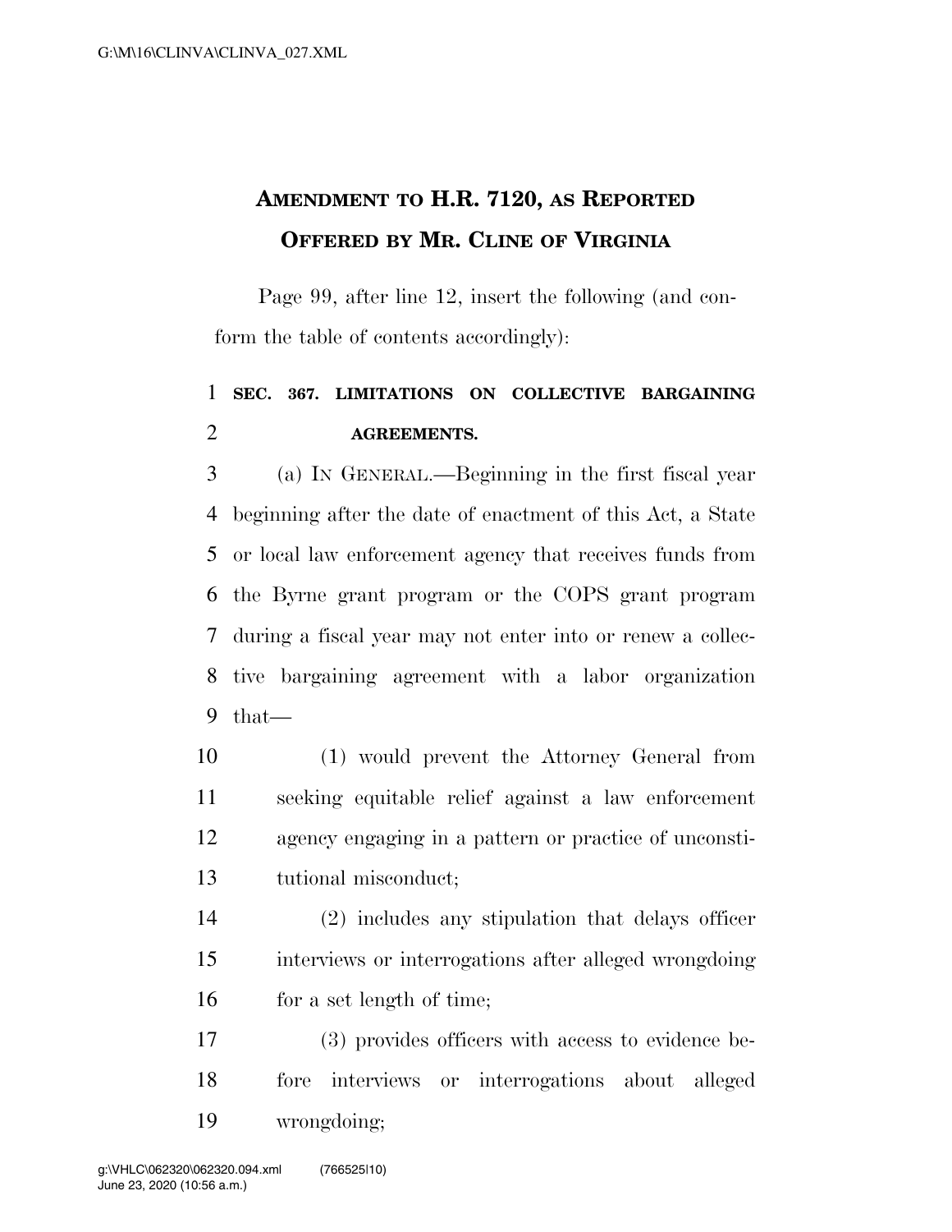# Amendment to H.R. 7120, as Reported Offered by Mr. Cline of Virginia

Page 99, after line 12, insert the following (and conform the table of contents accordingly):

**SEC. 367. LIMITATIONS ON COLLECTIVE BARGAINING AGREEMENTS.**

(a) In General.—Beginning in the first fiscal year beginning after the date of enactment of this Act, a State or local law enforcement agency that receives funds from the Byrne grant program or the COPS grant program during a fiscal year may not enter into or renew a collective bargaining agreement with a labor organization that—

(1) would prevent the Attorney General from seeking equitable relief against a law enforcement agency engaging in a pattern or practice of unconstitutional misconduct;

(2) includes any stipulation that delays officer interviews or interrogations after alleged wrongdoing for a set length of time;

(3) provides officers with access to evidence before interviews or interrogations about alleged wrongdoing;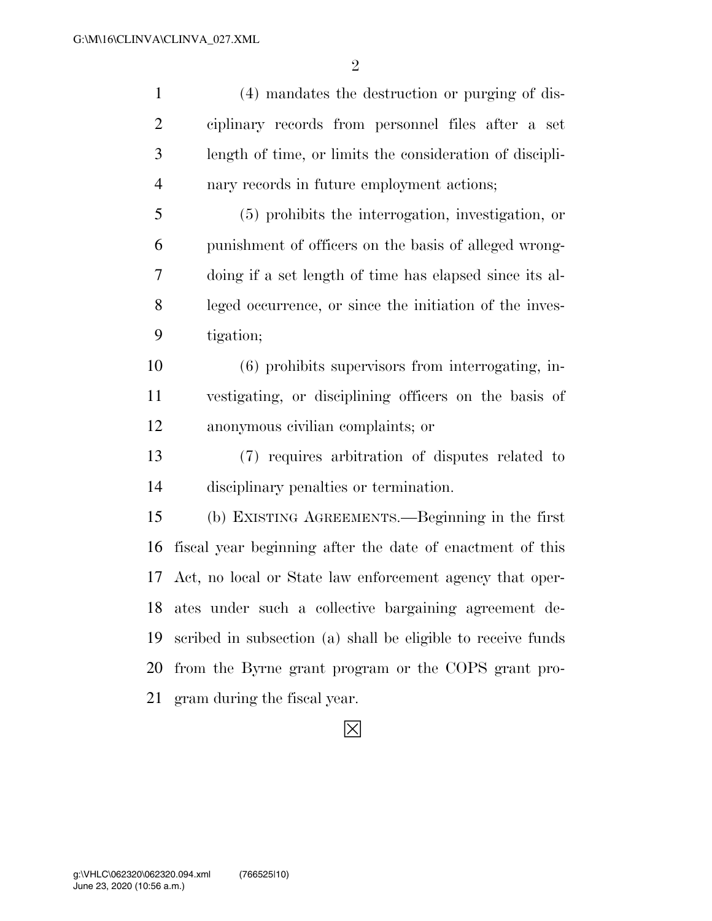(4) mandates the destruction or purging of disciplinary records from personnel files after a set length of time, or limits the consideration of disciplinary records in future employment actions;

(5) prohibits the interrogation, investigation, or punishment of officers on the basis of alleged wrongdoing if a set length of time has elapsed since its alleged occurrence, or since the initiation of the investigation;

(6) prohibits supervisors from interrogating, investigating, or disciplining officers on the basis of anonymous civilian complaints; or

(7) requires arbitration of disputes related to disciplinary penalties or termination.

(b) EXISTING AGREEMENTS.—Beginning in the first fiscal year beginning after the date of enactment of this Act, no local or State law enforcement agency that operates under such a collective bargaining agreement described in subsection (a) shall be eligible to receive funds from the Byrne grant program or the COPS grant program during the fiscal year.